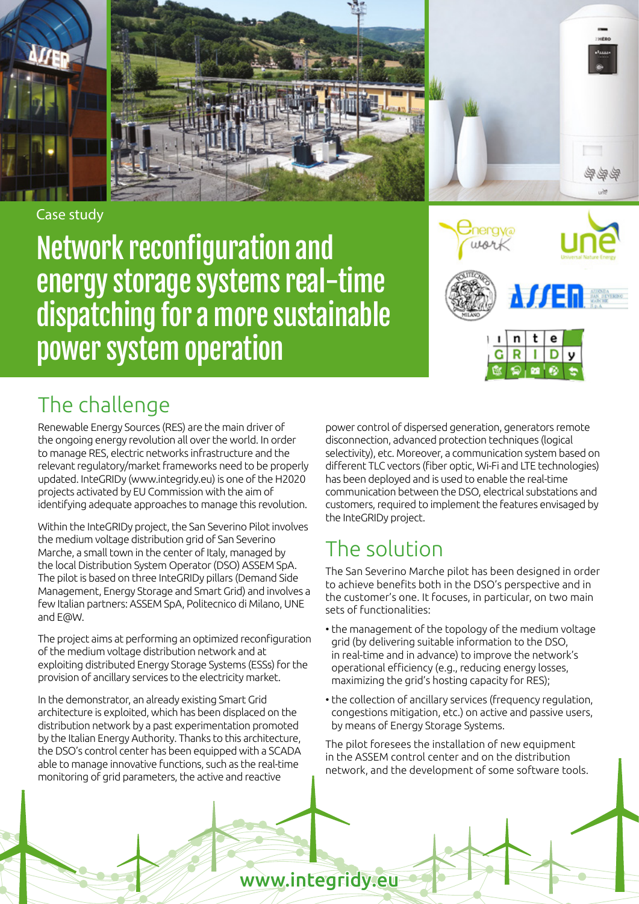Case study

# Network reconfiguration and energy storage systems real-time dispatching for a more sustainable power system operation

## The challenge

Renewable Energy Sources (RES) are the main driver of the ongoing energy revolution all over the world. In order to manage RES, electric networks infrastructure and the relevant regulatory/market frameworks need to be properly updated. InteGRIDy (www.integridy.eu) is one of the H2020 projects activated by EU Commission with the aim of identifying adequate approaches to manage this revolution.

Within the InteGRIDy project, the San Severino Pilot involves the medium voltage distribution grid of San Severino Marche, a small town in the center of Italy, managed by the local Distribution System Operator (DSO) ASSEM SpA. The pilot is based on three InteGRIDy pillars (Demand Side Management, Energy Storage and Smart Grid) and involves a few Italian partners: ASSEM SpA, Politecnico di Milano, UNE and E@W.

The project aims at performing an optimized reconfiguration of the medium voltage distribution network and at exploiting distributed Energy Storage Systems (ESSs) for the provision of ancillary services to the electricity market.

In the demonstrator, an already existing Smart Grid architecture is exploited, which has been displaced on the distribution network by a past experimentation promoted by the Italian Energy Authority. Thanks to this architecture, the DSO's control center has been equipped with a SCADA able to manage innovative functions, such as the real-time monitoring of grid parameters, the active and reactive power control of dispersed generation, generators remote disconnection, advanced protection techniques (logical selectivity), etc. Moreover, a communication system based on different TLC vectors (fiber optic, Wi-Fi and LTE technologies) has been deployed and is used to enable the real-time communication between the DSO, electrical substations and customers, required to implement the features envisaged by the InteGRIDy project.

## The solution

The San Severino Marche pilot has been designed in order to achieve benefits both in the DSO's perspective and in the customer's one. It focuses, in particular, on two main sets of functionalities:

- the management of the topology of the medium voltage grid (by delivering suitable information to the DSO, in real-time and in advance) to improve the network's operational efficiency (e.g., reducing energy losses, maximizing the grid's hosting capacity for RES);
- the collection of ancillary services (frequency regulation, congestions mitigation, etc.) on active and passive users, by means of Energy Storage Systems.

The pilot foresees the installation of new equipment in the ASSEM control center and on the distribution network, and the development of some software tools.

www.integridy.eu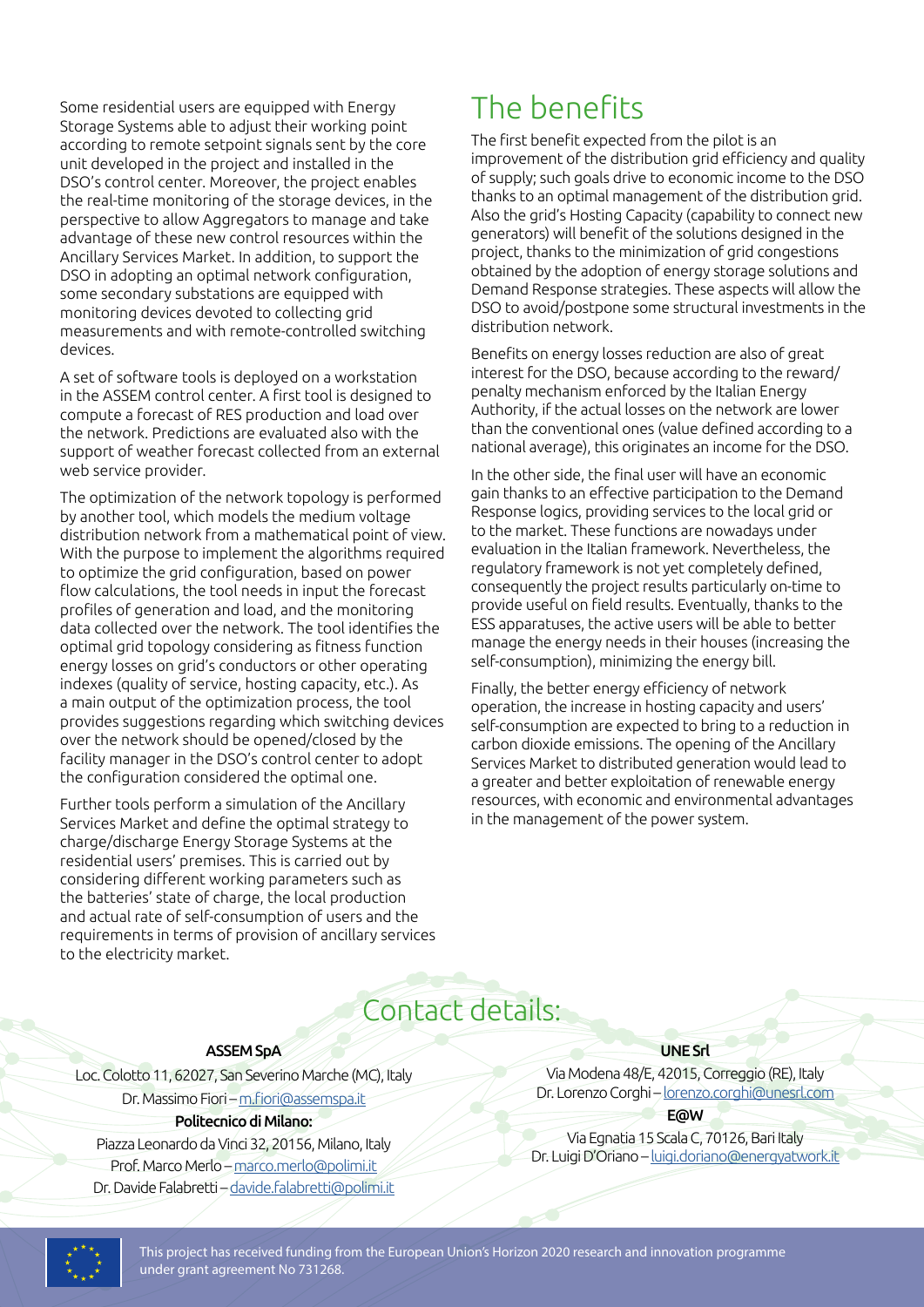Some residential users are equipped with Energy Storage Systems able to adjust their working point according to remote setpoint signals sent by the core unit developed in the project and installed in the DSO's control center. Moreover, the project enables the real-time monitoring of the storage devices, in the perspective to allow Aggregators to manage and take advantage of these new control resources within the Ancillary Services Market. In addition, to support the DSO in adopting an optimal network configuration, some secondary substations are equipped with monitoring devices devoted to collecting grid measurements and with remote-controlled switching devices.

A set of software tools is deployed on a workstation in the ASSEM control center. A first tool is designed to compute a forecast of RES production and load over the network. Predictions are evaluated also with the support of weather forecast collected from an external web service provider.

The optimization of the network topology is performed by another tool, which models the medium voltage distribution network from a mathematical point of view. With the purpose to implement the algorithms required to optimize the grid configuration, based on power flow calculations, the tool needs in input the forecast profiles of generation and load, and the monitoring data collected over the network. The tool identifies the optimal grid topology considering as fitness function energy losses on grid's conductors or other operating indexes (quality of service, hosting capacity, etc.). As a main output of the optimization process, the tool provides suggestions regarding which switching devices over the network should be opened/closed by the facility manager in the DSO's control center to adopt the configuration considered the optimal one.

Further tools perform a simulation of the Ancillary Services Market and define the optimal strategy to charge/discharge Energy Storage Systems at the residential users' premises. This is carried out by considering different working parameters such as the batteries' state of charge, the local production and actual rate of self-consumption of users and the requirements in terms of provision of ancillary services to the electricity market.

# The benefits

The first benefit expected from the pilot is an improvement of the distribution grid efficiency and quality of supply; such goals drive to economic income to the DSO thanks to an optimal management of the distribution grid. Also the grid's Hosting Capacity (capability to connect new generators) will benefit of the solutions designed in the project, thanks to the minimization of grid congestions obtained by the adoption of energy storage solutions and Demand Response strategies. These aspects will allow the DSO to avoid/postpone some structural investments in the distribution network.

Benefits on energy losses reduction are also of great interest for the DSO, because according to the reward/penalty mechanism enforced by the Italian Energy Authority, if the actual losses on the network are lower than the conventional ones (value defined according to a national average), this originates an income for the DSO.

In the other side, the final user will have an economic gain thanks to an effective participation to the Demand Response logics, providing services to the local grid or to the market. These functions are nowadays under evaluation in the Italian framework. Nevertheless, the regulatory framework is not yet completely defined, consequently the project results particularly on-time to provide useful on field results. Eventually, thanks to the ESS apparatuses, the active users will be able to better manage the energy needs in their houses (increasing the self-consumption), minimizing the energy bill.

Finally, the better energy efficiency of network operation, the increase in hosting capacity and users' self-consumption are expected to bring to a reduction in carbon dioxide emissions. The opening of the Ancillary Services Market to distributed generation would lead to a greater and better exploitation of renewable energy resources, with economic and environmental advantages in the management of the power system.

# Contact details:

**ASSEM SpA**

Loc. Colotto 11, 62027, San Severino Marche (MC), Italy
Dr. Massimo Fiori – m.fiori@assemspa.it

**Politecnico di Milano:**

Piazza Leonardo da Vinci 32, 20156, Milano, Italy
Prof. Marco Merlo – marco.merlo@polimi.it
Dr. Davide Falabretti – davide.falabretti@polimi.it

**UNE Srl**

Via Modena 48/E, 42015, Correggio (RE), Italy
Dr. Lorenzo Corghi – lorenzo.corghi@unesrl.com

**E@W**

Via Egnatia 15 Scala C, 70126, Bari Italy
Dr. Luigi D'Oriano – luigi.doriano@energyatwork.it

This project has received funding from the European Union's Horizon 2020 research and innovation programme under grant agreement No 731268.